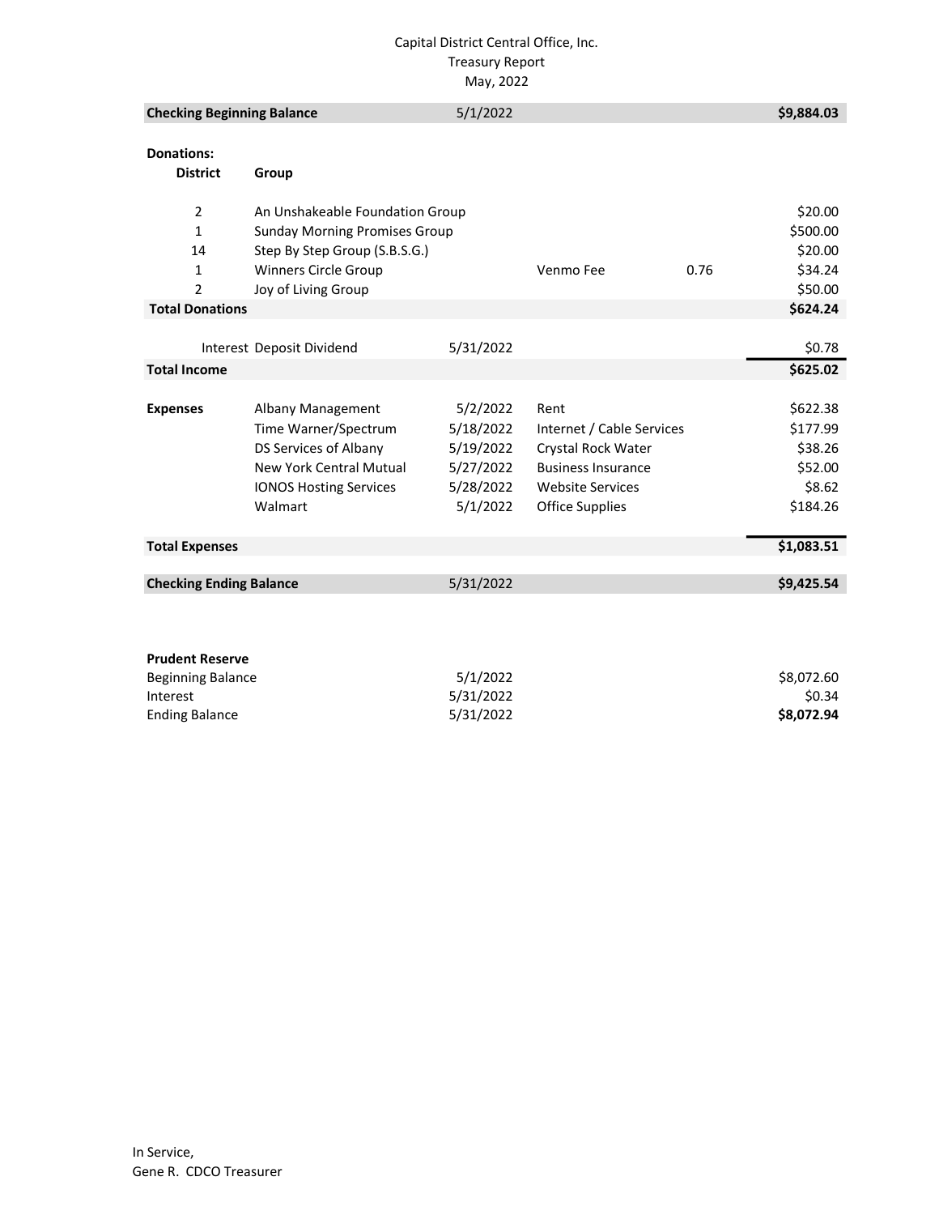Capital District Central Office, Inc.
Treasury Report
May, 2022

| | | | | | |
|---|---|---|---|---|---|
| **Checking Beginning Balance** | | 5/1/2022 | | | **$9,884.03** |
| | | | | | |
| **Donations:** | | | | | |
| **District** | **Group** | | | | |
| 2 | An Unshakeable Foundation Group | | | | $20.00 |
| 1 | Sunday Morning Promises Group | | | | $500.00 |
| 14 | Step By Step Group (S.B.S.G.) | | | | $20.00 |
| 1 | Winners Circle Group | | Venmo Fee | 0.76 | $34.24 |
| 2 | Joy of Living Group | | | | $50.00 |
| **Total Donations** | | | | | **$624.24** |
| | | | | | |
| Interest | Deposit Dividend | 5/31/2022 | | | $0.78 |
| **Total Income** | | | | | **$625.02** |
| | | | | | |
| **Expenses** | Albany Management | 5/2/2022 | Rent | | $622.38 |
| | Time Warner/Spectrum | 5/18/2022 | Internet / Cable Services | | $177.99 |
| | DS Services of Albany | 5/19/2022 | Crystal Rock Water | | $38.26 |
| | New York Central Mutual | 5/27/2022 | Business Insurance | | $52.00 |
| | IONOS Hosting Services | 5/28/2022 | Website Services | | $8.62 |
| | Walmart | 5/1/2022 | Office Supplies | | $184.26 |
| | | | | | |
| **Total Expenses** | | | | | **$1,083.51** |
| | | | | | |
| **Checking Ending Balance** | | 5/31/2022 | | | **$9,425.54** |

**Prudent Reserve**

| | | |
|---|---|---|
| Beginning Balance | 5/1/2022 | $8,072.60 |
| Interest | 5/31/2022 | $0.34 |
| Ending Balance | 5/31/2022 | **$8,072.94** |

In Service,
Gene R. CDCO Treasurer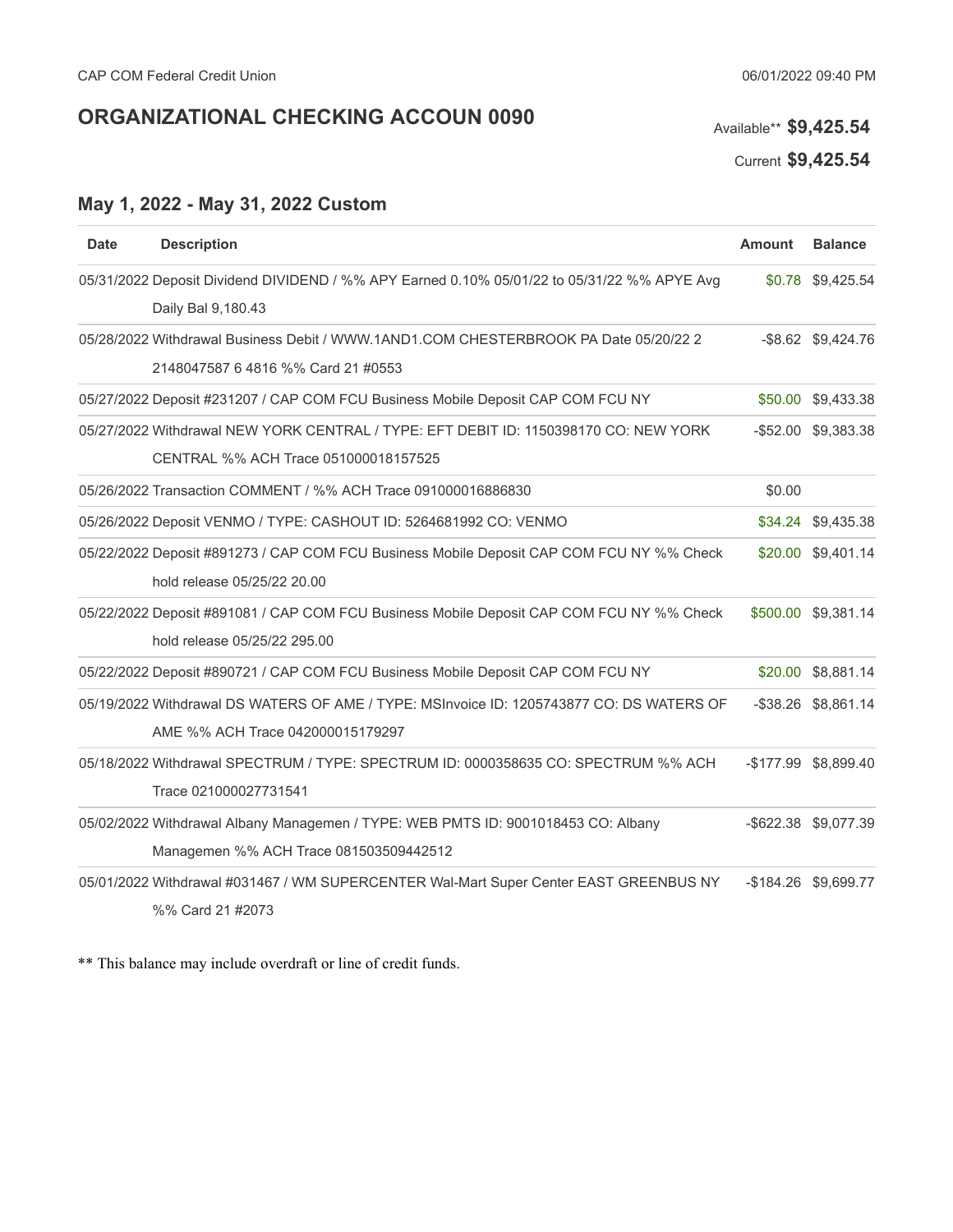CAP COM Federal Credit Union

06/01/2022 09:40 PM

## ORGANIZATIONAL CHECKING ACCOUN 0090

Available** **$9,425.54**

Current **$9,425.54**

### May 1, 2022 - May 31, 2022 Custom

| Date | Description | Amount | Balance |
|---|---|---|---|
| 05/31/2022 | Deposit Dividend DIVIDEND / %% APY Earned 0.10% 05/01/22 to 05/31/22 %% APYE Avg Daily Bal 9,180.43 | $0.78 | $9,425.54 |
| 05/28/2022 | Withdrawal Business Debit / WWW.1AND1.COM CHESTERBROOK PA Date 05/20/22 2 2148047587 6 4816 %% Card 21 #0553 | -$8.62 | $9,424.76 |
| 05/27/2022 | Deposit #231207 / CAP COM FCU Business Mobile Deposit CAP COM FCU NY | $50.00 | $9,433.38 |
| 05/27/2022 | Withdrawal NEW YORK CENTRAL / TYPE: EFT DEBIT ID: 1150398170 CO: NEW YORK CENTRAL %% ACH Trace 051000018157525 | -$52.00 | $9,383.38 |
| 05/26/2022 | Transaction COMMENT / %% ACH Trace 091000016886830 | $0.00 | |
| 05/26/2022 | Deposit VENMO / TYPE: CASHOUT ID: 5264681992 CO: VENMO | $34.24 | $9,435.38 |
| 05/22/2022 | Deposit #891273 / CAP COM FCU Business Mobile Deposit CAP COM FCU NY %% Check hold release 05/25/22 20.00 | $20.00 | $9,401.14 |
| 05/22/2022 | Deposit #891081 / CAP COM FCU Business Mobile Deposit CAP COM FCU NY %% Check hold release 05/25/22 295.00 | $500.00 | $9,381.14 |
| 05/22/2022 | Deposit #890721 / CAP COM FCU Business Mobile Deposit CAP COM FCU NY | $20.00 | $8,881.14 |
| 05/19/2022 | Withdrawal DS WATERS OF AME / TYPE: MSInvoice ID: 1205743877 CO: DS WATERS OF AME %% ACH Trace 042000015179297 | -$38.26 | $8,861.14 |
| 05/18/2022 | Withdrawal SPECTRUM / TYPE: SPECTRUM ID: 0000358635 CO: SPECTRUM %% ACH Trace 021000027731541 | -$177.99 | $8,899.40 |
| 05/02/2022 | Withdrawal Albany Managemen / TYPE: WEB PMTS ID: 9001018453 CO: Albany Managemen %% ACH Trace 081503509442512 | -$622.38 | $9,077.39 |
| 05/01/2022 | Withdrawal #031467 / WM SUPERCENTER Wal-Mart Super Center EAST GREENBUS NY %% Card 21 #2073 | -$184.26 | $9,699.77 |

** This balance may include overdraft or line of credit funds.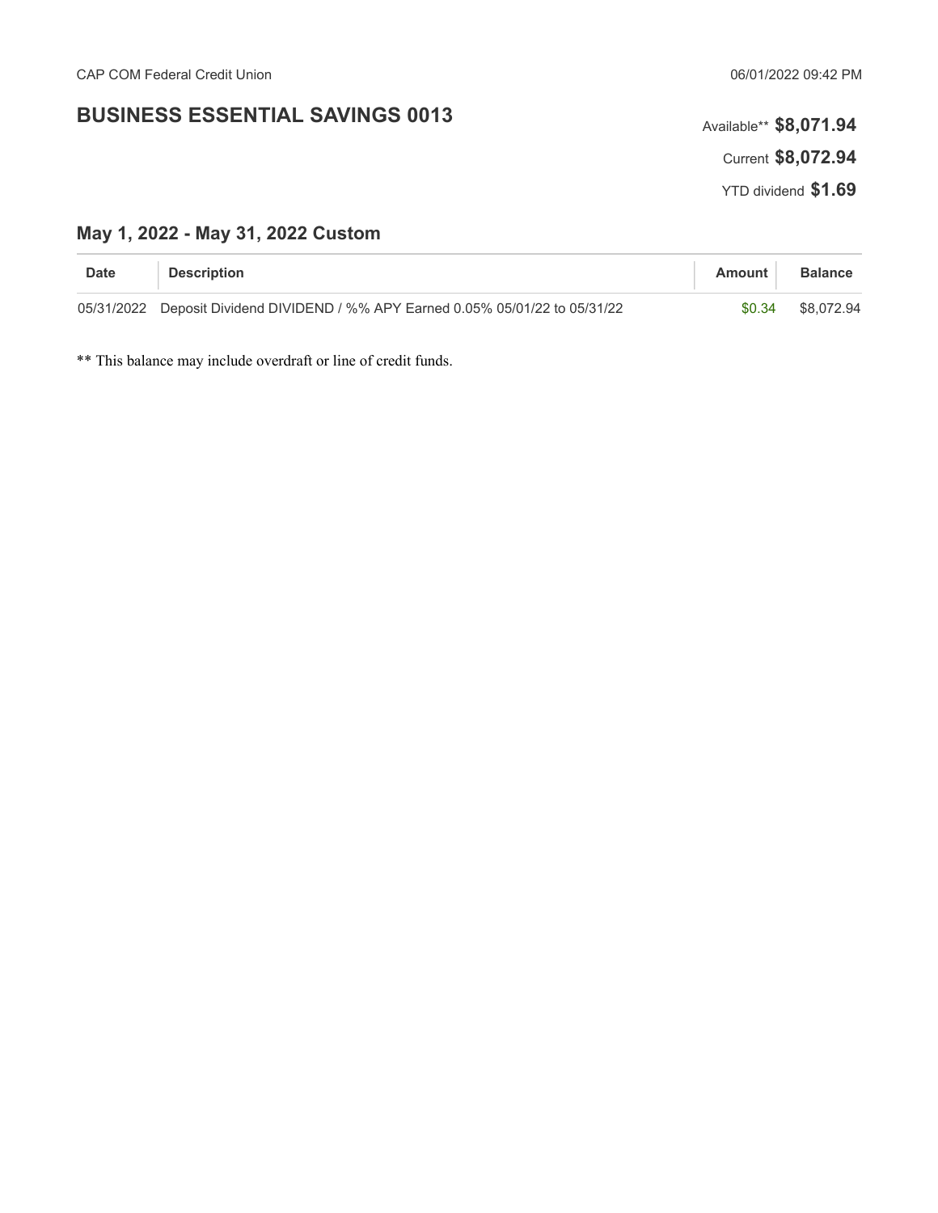CAP COM Federal Credit Union

06/01/2022 09:42 PM

# BUSINESS ESSENTIAL SAVINGS 0013

Available** **$8,071.94**

Current **$8,072.94**

YTD dividend **$1.69**

## May 1, 2022 - May 31, 2022 Custom

| Date | Description | Amount | Balance |
|---|---|---|---|
| 05/31/2022 | Deposit Dividend DIVIDEND / %% APY Earned 0.05% 05/01/22 to 05/31/22 | $0.34 | $8,072.94 |

** This balance may include overdraft or line of credit funds.